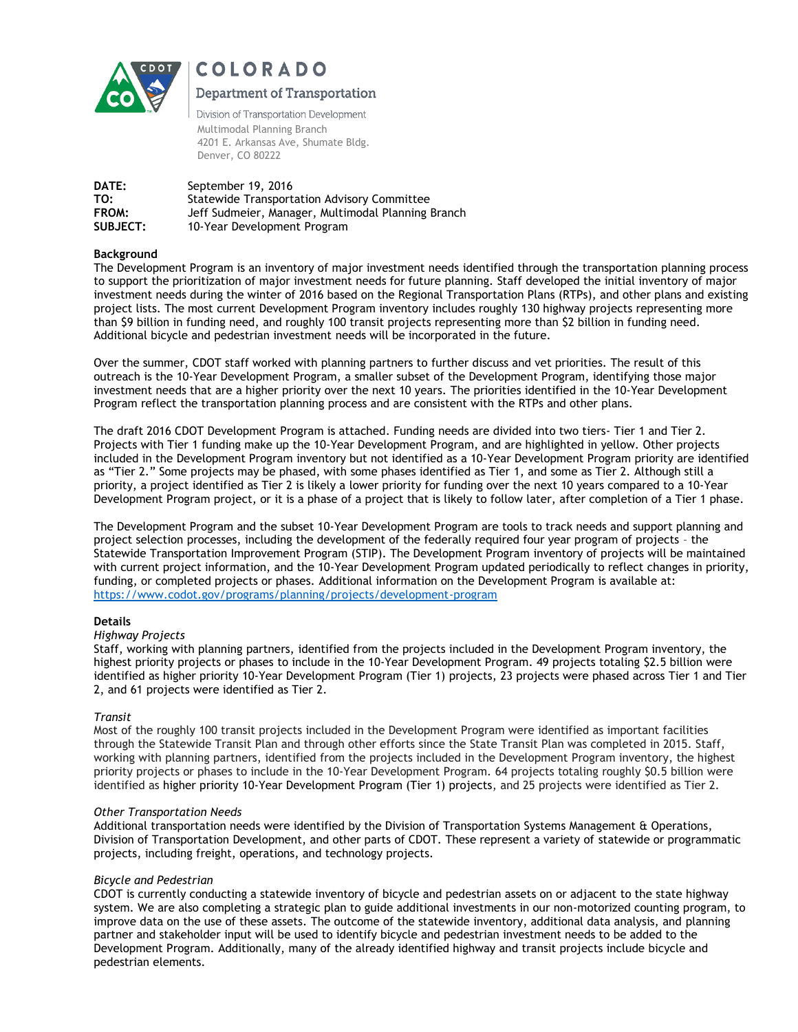# COLORADO

## Department of Transportation

Division of Transportation Development
Multimodal Planning Branch
4201 E. Arkansas Ave, Shumate Bldg.
Denver, CO 80222

**DATE:** September 19, 2016
**TO:** Statewide Transportation Advisory Committee
**FROM:** Jeff Sudmeier, Manager, Multimodal Planning Branch
**SUBJECT:** 10-Year Development Program

**Background**
The Development Program is an inventory of major investment needs identified through the transportation planning process to support the prioritization of major investment needs for future planning. Staff developed the initial inventory of major investment needs during the winter of 2016 based on the Regional Transportation Plans (RTPs), and other plans and existing project lists. The most current Development Program inventory includes roughly 130 highway projects representing more than $9 billion in funding need, and roughly 100 transit projects representing more than $2 billion in funding need. Additional bicycle and pedestrian investment needs will be incorporated in the future.

Over the summer, CDOT staff worked with planning partners to further discuss and vet priorities. The result of this outreach is the 10-Year Development Program, a smaller subset of the Development Program, identifying those major investment needs that are a higher priority over the next 10 years. The priorities identified in the 10-Year Development Program reflect the transportation planning process and are consistent with the RTPs and other plans.

The draft 2016 CDOT Development Program is attached. Funding needs are divided into two tiers- Tier 1 and Tier 2. Projects with Tier 1 funding make up the 10-Year Development Program, and are highlighted in yellow. Other projects included in the Development Program inventory but not identified as a 10-Year Development Program priority are identified as "Tier 2." Some projects may be phased, with some phases identified as Tier 1, and some as Tier 2. Although still a priority, a project identified as Tier 2 is likely a lower priority for funding over the next 10 years compared to a 10-Year Development Program project, or it is a phase of a project that is likely to follow later, after completion of a Tier 1 phase.

The Development Program and the subset 10-Year Development Program are tools to track needs and support planning and project selection processes, including the development of the federally required four year program of projects – the Statewide Transportation Improvement Program (STIP). The Development Program inventory of projects will be maintained with current project information, and the 10-Year Development Program updated periodically to reflect changes in priority, funding, or completed projects or phases. Additional information on the Development Program is available at: https://www.codot.gov/programs/planning/projects/development-program

**Details**
*Highway Projects*
Staff, working with planning partners, identified from the projects included in the Development Program inventory, the highest priority projects or phases to include in the 10-Year Development Program. 49 projects totaling $2.5 billion were identified as higher priority 10-Year Development Program (Tier 1) projects, 23 projects were phased across Tier 1 and Tier 2, and 61 projects were identified as Tier 2.

*Transit*
Most of the roughly 100 transit projects included in the Development Program were identified as important facilities through the Statewide Transit Plan and through other efforts since the State Transit Plan was completed in 2015. Staff, working with planning partners, identified from the projects included in the Development Program inventory, the highest priority projects or phases to include in the 10-Year Development Program. 64 projects totaling roughly $0.5 billion were identified as higher priority 10-Year Development Program (Tier 1) projects, and 25 projects were identified as Tier 2.

*Other Transportation Needs*
Additional transportation needs were identified by the Division of Transportation Systems Management & Operations, Division of Transportation Development, and other parts of CDOT. These represent a variety of statewide or programmatic projects, including freight, operations, and technology projects.

*Bicycle and Pedestrian*
CDOT is currently conducting a statewide inventory of bicycle and pedestrian assets on or adjacent to the state highway system. We are also completing a strategic plan to guide additional investments in our non-motorized counting program, to improve data on the use of these assets. The outcome of the statewide inventory, additional data analysis, and planning partner and stakeholder input will be used to identify bicycle and pedestrian investment needs to be added to the Development Program. Additionally, many of the already identified highway and transit projects include bicycle and pedestrian elements.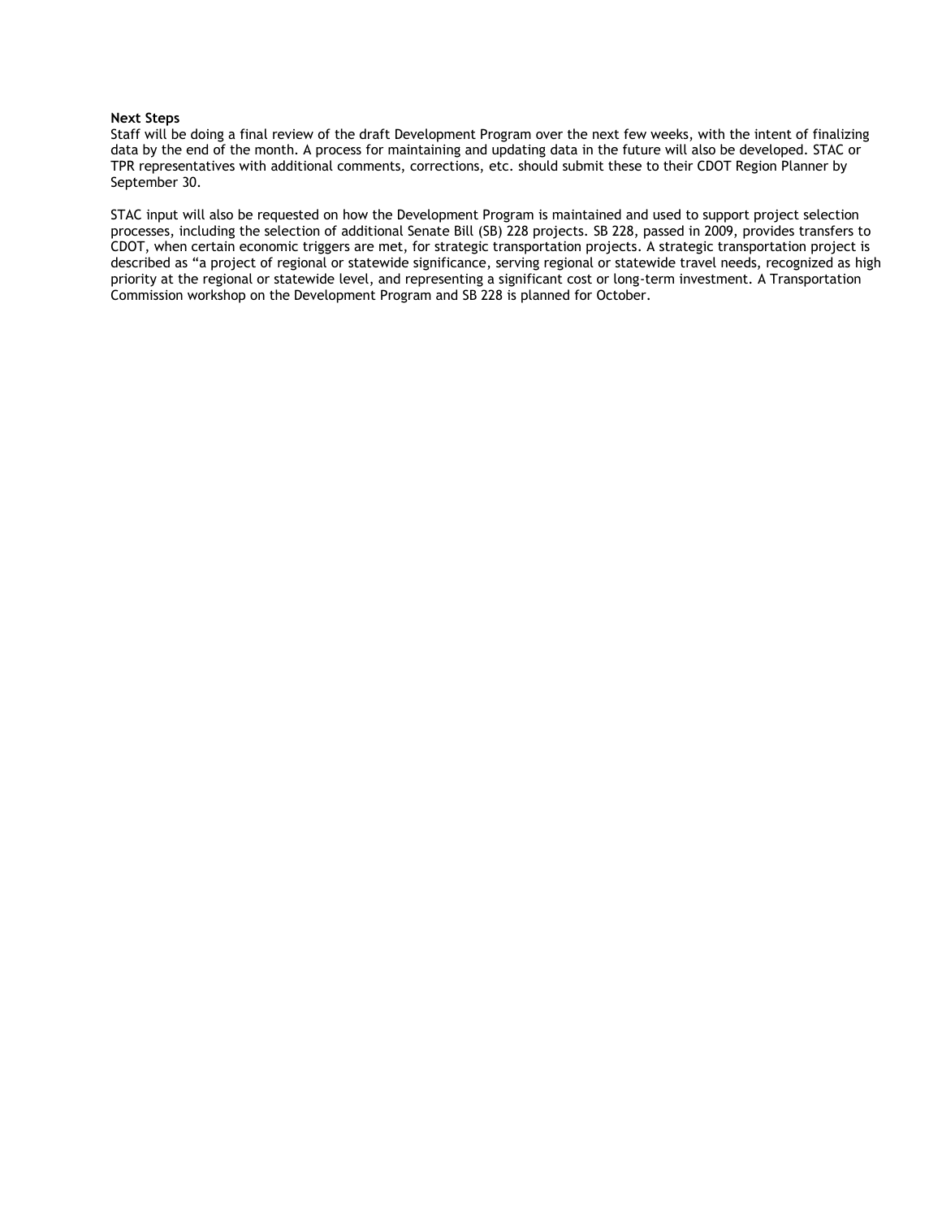**Next Steps**

Staff will be doing a final review of the draft Development Program over the next few weeks, with the intent of finalizing data by the end of the month. A process for maintaining and updating data in the future will also be developed. STAC or TPR representatives with additional comments, corrections, etc. should submit these to their CDOT Region Planner by September 30.

STAC input will also be requested on how the Development Program is maintained and used to support project selection processes, including the selection of additional Senate Bill (SB) 228 projects. SB 228, passed in 2009, provides transfers to CDOT, when certain economic triggers are met, for strategic transportation projects. A strategic transportation project is described as "a project of regional or statewide significance, serving regional or statewide travel needs, recognized as high priority at the regional or statewide level, and representing a significant cost or long-term investment. A Transportation Commission workshop on the Development Program and SB 228 is planned for October.